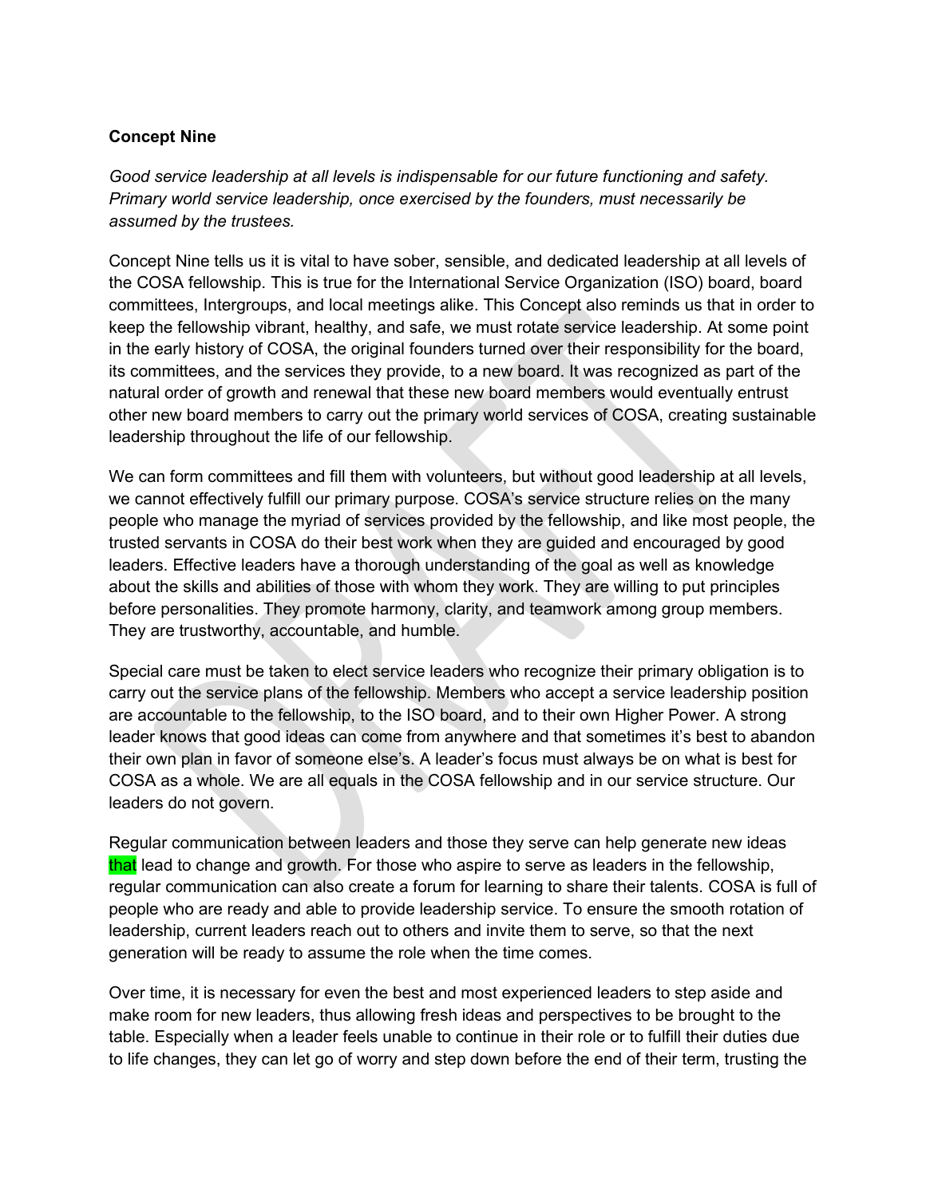**Concept Nine**

*Good service leadership at all levels is indispensable for our future functioning and safety. Primary world service leadership, once exercised by the founders, must necessarily be assumed by the trustees.*

Concept Nine tells us it is vital to have sober, sensible, and dedicated leadership at all levels of the COSA fellowship. This is true for the International Service Organization (ISO) board, board committees, Intergroups, and local meetings alike. This Concept also reminds us that in order to keep the fellowship vibrant, healthy, and safe, we must rotate service leadership. At some point in the early history of COSA, the original founders turned over their responsibility for the board, its committees, and the services they provide, to a new board. It was recognized as part of the natural order of growth and renewal that these new board members would eventually entrust other new board members to carry out the primary world services of COSA, creating sustainable leadership throughout the life of our fellowship.

We can form committees and fill them with volunteers, but without good leadership at all levels, we cannot effectively fulfill our primary purpose. COSA's service structure relies on the many people who manage the myriad of services provided by the fellowship, and like most people, the trusted servants in COSA do their best work when they are guided and encouraged by good leaders. Effective leaders have a thorough understanding of the goal as well as knowledge about the skills and abilities of those with whom they work. They are willing to put principles before personalities. They promote harmony, clarity, and teamwork among group members. They are trustworthy, accountable, and humble.

Special care must be taken to elect service leaders who recognize their primary obligation is to carry out the service plans of the fellowship. Members who accept a service leadership position are accountable to the fellowship, to the ISO board, and to their own Higher Power. A strong leader knows that good ideas can come from anywhere and that sometimes it's best to abandon their own plan in favor of someone else's. A leader's focus must always be on what is best for COSA as a whole. We are all equals in the COSA fellowship and in our service structure. Our leaders do not govern.

Regular communication between leaders and those they serve can help generate new ideas that lead to change and growth. For those who aspire to serve as leaders in the fellowship, regular communication can also create a forum for learning to share their talents. COSA is full of people who are ready and able to provide leadership service. To ensure the smooth rotation of leadership, current leaders reach out to others and invite them to serve, so that the next generation will be ready to assume the role when the time comes.

Over time, it is necessary for even the best and most experienced leaders to step aside and make room for new leaders, thus allowing fresh ideas and perspectives to be brought to the table. Especially when a leader feels unable to continue in their role or to fulfill their duties due to life changes, they can let go of worry and step down before the end of their term, trusting the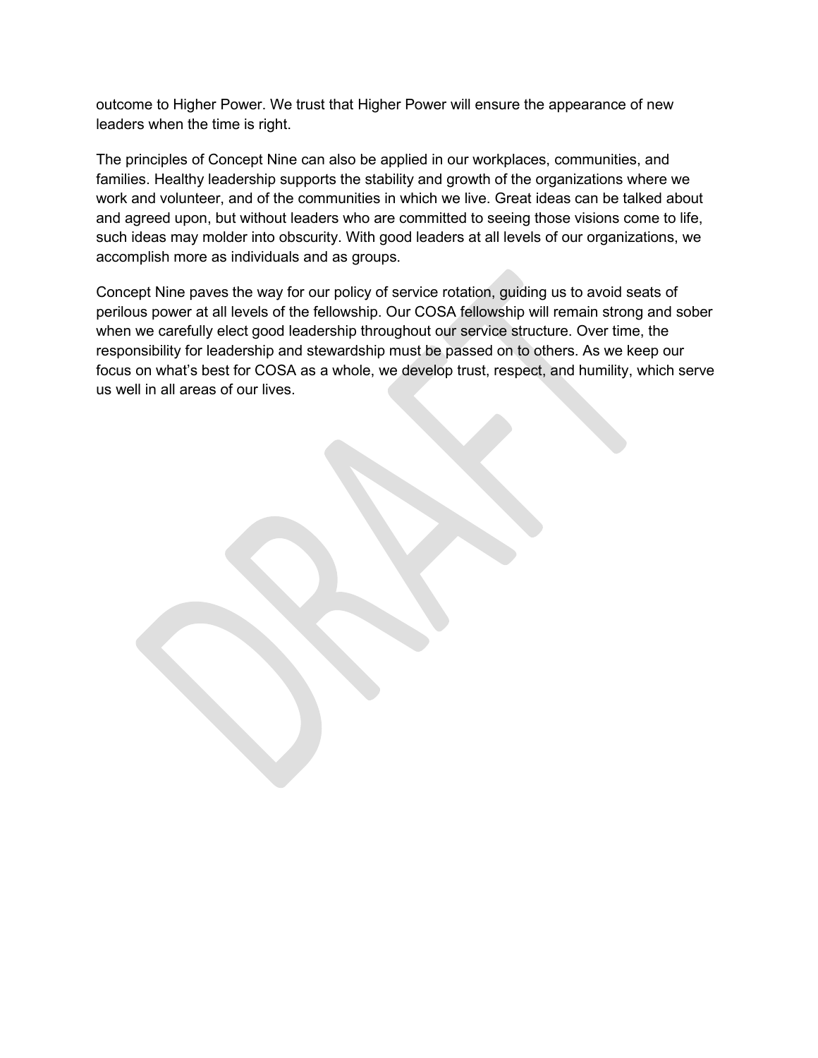outcome to Higher Power. We trust that Higher Power will ensure the appearance of new leaders when the time is right.

The principles of Concept Nine can also be applied in our workplaces, communities, and families. Healthy leadership supports the stability and growth of the organizations where we work and volunteer, and of the communities in which we live. Great ideas can be talked about and agreed upon, but without leaders who are committed to seeing those visions come to life, such ideas may molder into obscurity. With good leaders at all levels of our organizations, we accomplish more as individuals and as groups.

Concept Nine paves the way for our policy of service rotation, guiding us to avoid seats of perilous power at all levels of the fellowship. Our COSA fellowship will remain strong and sober when we carefully elect good leadership throughout our service structure. Over time, the responsibility for leadership and stewardship must be passed on to others. As we keep our focus on what's best for COSA as a whole, we develop trust, respect, and humility, which serve us well in all areas of our lives.